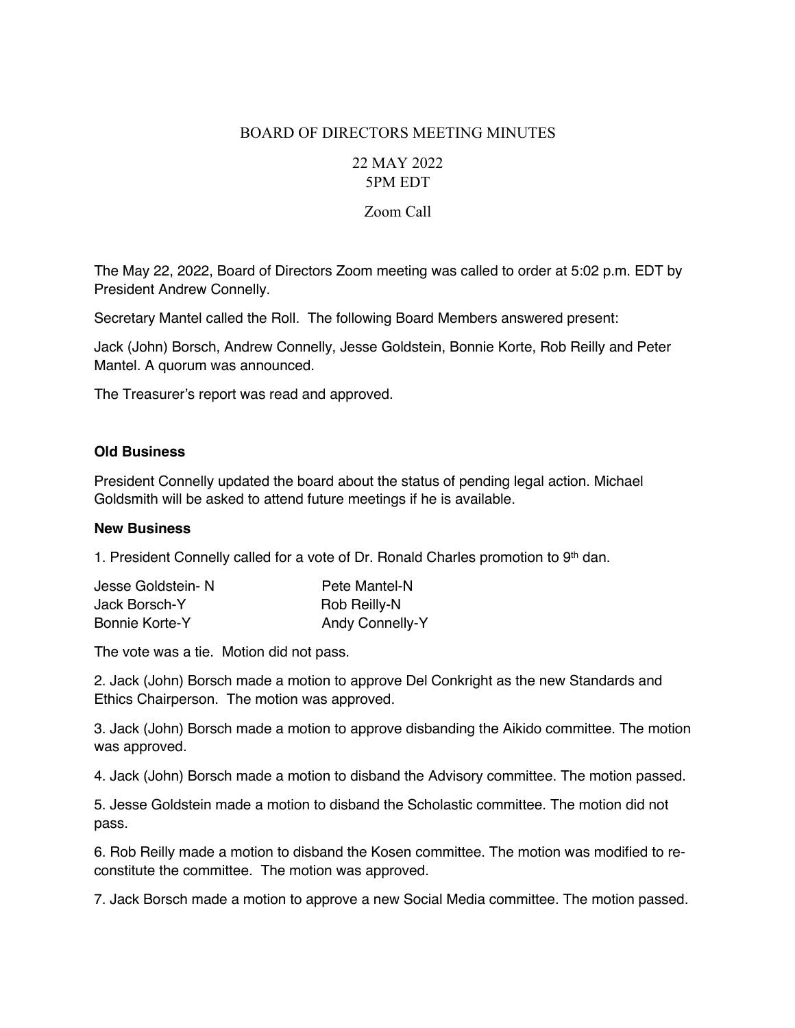# BOARD OF DIRECTORS MEETING MINUTES

22 MAY 2022
5PM EDT

Zoom Call

The May 22, 2022, Board of Directors Zoom meeting was called to order at 5:02 p.m. EDT by President Andrew Connelly.

Secretary Mantel called the Roll. The following Board Members answered present:

Jack (John) Borsch, Andrew Connelly, Jesse Goldstein, Bonnie Korte, Rob Reilly and Peter Mantel. A quorum was announced.

The Treasurer's report was read and approved.

**Old Business**

President Connelly updated the board about the status of pending legal action. Michael Goldsmith will be asked to attend future meetings if he is available.

**New Business**

1. President Connelly called for a vote of Dr. Ronald Charles promotion to 9th dan.

| | |
|---|---|
| Jesse Goldstein- N | Pete Mantel-N |
| Jack Borsch-Y | Rob Reilly-N |
| Bonnie Korte-Y | Andy Connelly-Y |

The vote was a tie. Motion did not pass.

2. Jack (John) Borsch made a motion to approve Del Conkright as the new Standards and Ethics Chairperson. The motion was approved.

3. Jack (John) Borsch made a motion to approve disbanding the Aikido committee. The motion was approved.

4. Jack (John) Borsch made a motion to disband the Advisory committee. The motion passed.

5. Jesse Goldstein made a motion to disband the Scholastic committee. The motion did not pass.

6. Rob Reilly made a motion to disband the Kosen committee. The motion was modified to re-constitute the committee. The motion was approved.

7. Jack Borsch made a motion to approve a new Social Media committee. The motion passed.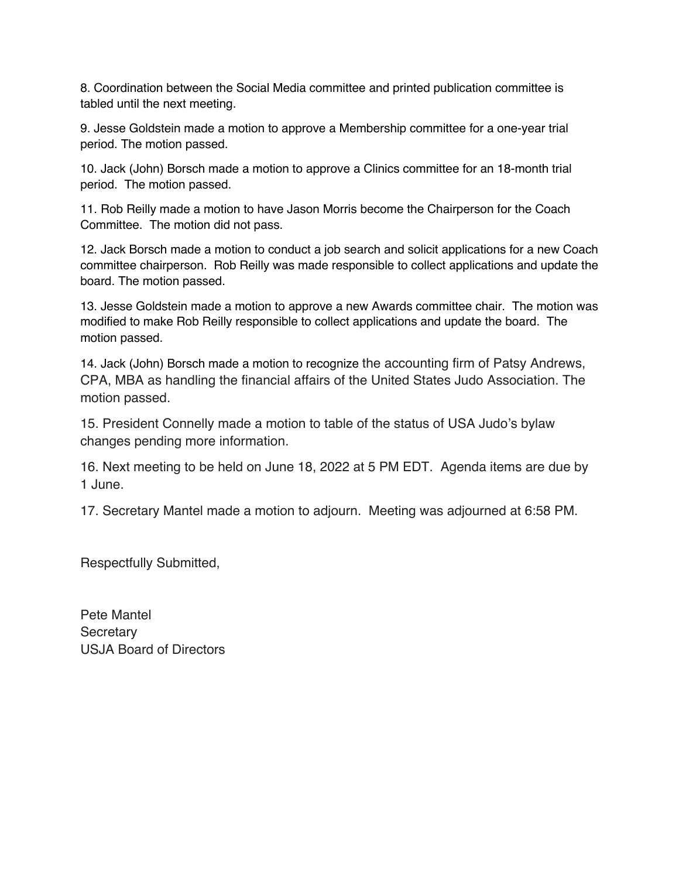8. Coordination between the Social Media committee and printed publication committee is tabled until the next meeting.

9. Jesse Goldstein made a motion to approve a Membership committee for a one-year trial period. The motion passed.

10. Jack (John) Borsch made a motion to approve a Clinics committee for an 18-month trial period. The motion passed.

11. Rob Reilly made a motion to have Jason Morris become the Chairperson for the Coach Committee. The motion did not pass.

12. Jack Borsch made a motion to conduct a job search and solicit applications for a new Coach committee chairperson. Rob Reilly was made responsible to collect applications and update the board. The motion passed.

13. Jesse Goldstein made a motion to approve a new Awards committee chair. The motion was modified to make Rob Reilly responsible to collect applications and update the board. The motion passed.

14. Jack (John) Borsch made a motion to recognize the accounting firm of Patsy Andrews, CPA, MBA as handling the financial affairs of the United States Judo Association. The motion passed.

15. President Connelly made a motion to table of the status of USA Judo's bylaw changes pending more information.

16. Next meeting to be held on June 18, 2022 at 5 PM EDT. Agenda items are due by 1 June.

17. Secretary Mantel made a motion to adjourn. Meeting was adjourned at 6:58 PM.

Respectfully Submitted,

Pete Mantel
Secretary
USJA Board of Directors